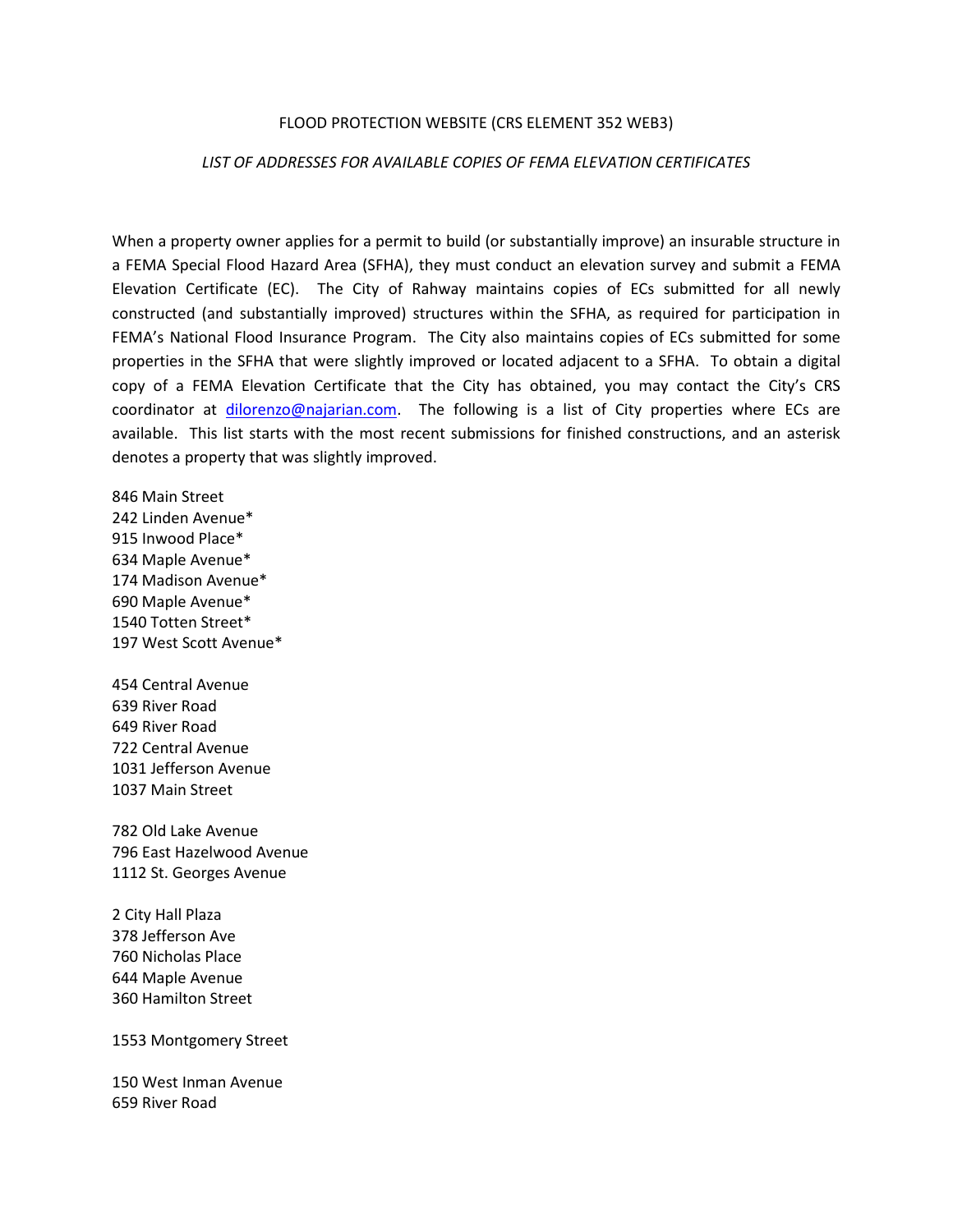FLOOD PROTECTION WEBSITE (CRS ELEMENT 352 WEB3)

*LIST OF ADDRESSES FOR AVAILABLE COPIES OF FEMA ELEVATION CERTIFICATES*

When a property owner applies for a permit to build (or substantially improve) an insurable structure in a FEMA Special Flood Hazard Area (SFHA), they must conduct an elevation survey and submit a FEMA Elevation Certificate (EC). The City of Rahway maintains copies of ECs submitted for all newly constructed (and substantially improved) structures within the SFHA, as required for participation in FEMA's National Flood Insurance Program. The City also maintains copies of ECs submitted for some properties in the SFHA that were slightly improved or located adjacent to a SFHA. To obtain a digital copy of a FEMA Elevation Certificate that the City has obtained, you may contact the City's CRS coordinator at dilorenzo@najarian.com. The following is a list of City properties where ECs are available. This list starts with the most recent submissions for finished constructions, and an asterisk denotes a property that was slightly improved.

846 Main Street
242 Linden Avenue*
915 Inwood Place*
634 Maple Avenue*
174 Madison Avenue*
690 Maple Avenue*
1540 Totten Street*
197 West Scott Avenue*

454 Central Avenue
639 River Road
649 River Road
722 Central Avenue
1031 Jefferson Avenue
1037 Main Street

782 Old Lake Avenue
796 East Hazelwood Avenue
1112 St. Georges Avenue

2 City Hall Plaza
378 Jefferson Ave
760 Nicholas Place
644 Maple Avenue
360 Hamilton Street

1553 Montgomery Street

150 West Inman Avenue
659 River Road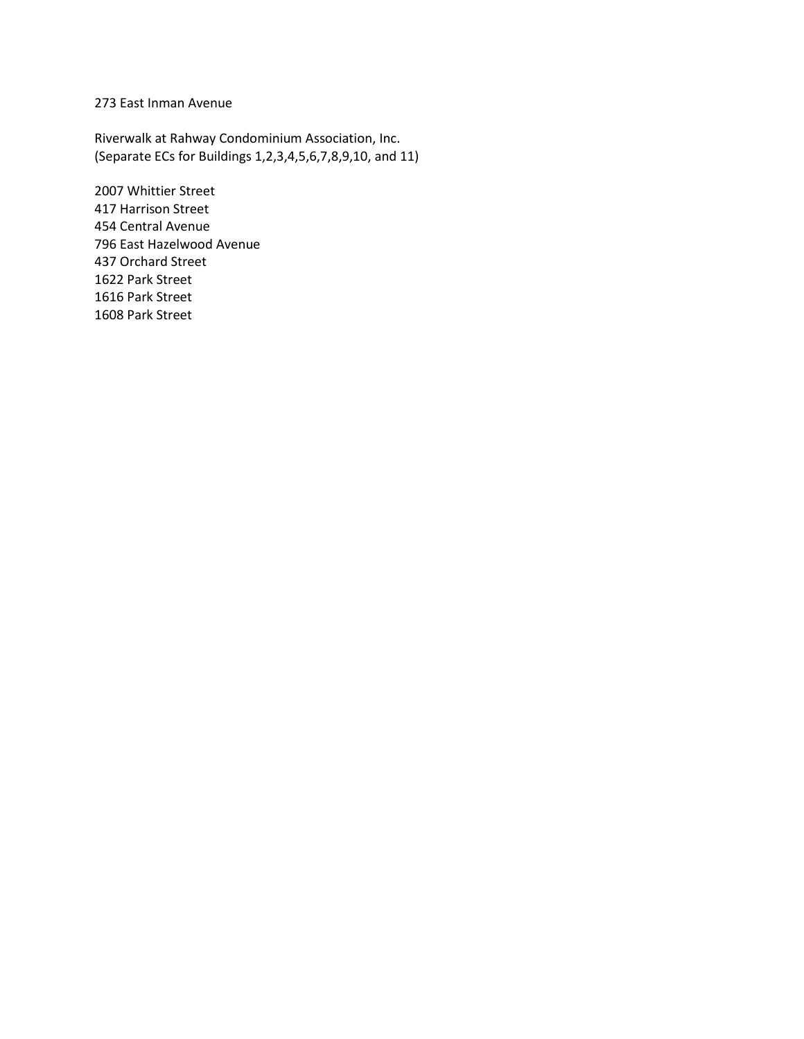273 East Inman Avenue

Riverwalk at Rahway Condominium Association, Inc.
(Separate ECs for Buildings 1,2,3,4,5,6,7,8,9,10, and 11)

2007 Whittier Street
417 Harrison Street
454 Central Avenue
796 East Hazelwood Avenue
437 Orchard Street
1622 Park Street
1616 Park Street
1608 Park Street